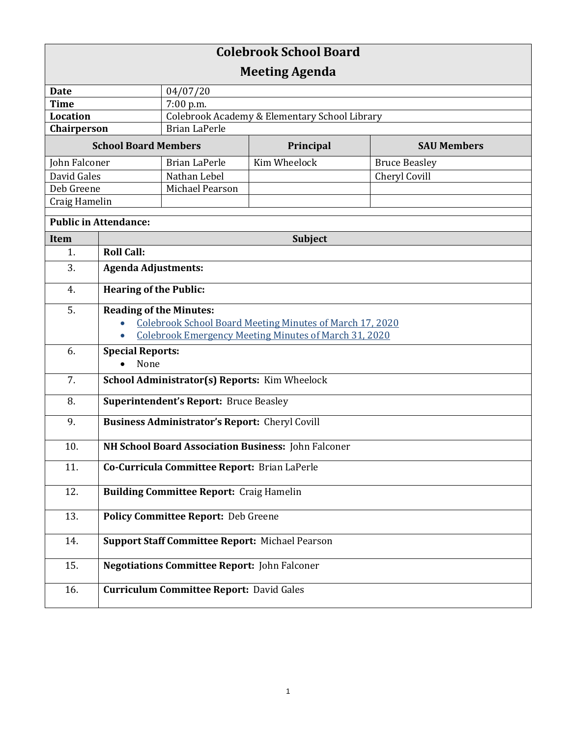# Colebrook School Board

## Meeting Agenda

| | |
|---|---|
| **Date** | 04/07/20 |
| **Time** | 7:00 p.m. |
| **Location** | Colebrook Academy & Elementary School Library |
| **Chairperson** | Brian LaPerle |

| School Board Members | | Principal | SAU Members |
|---|---|---|---|
| John Falconer | Brian LaPerle | Kim Wheelock | Bruce Beasley |
| David Gales | Nathan Lebel | | Cheryl Covill |
| Deb Greene | Michael Pearson | | |
| Craig Hamelin | | | |

**Public in Attendance:**

| Item | Subject |
|---|---|
| 1. | **Roll Call:** |
| 3. | **Agenda Adjustments:** |
| 4. | **Hearing of the Public:** |
| 5. | **Reading of the Minutes:**<br>• Colebrook School Board Meeting Minutes of March 17, 2020<br>• Colebrook Emergency Meeting Minutes of March 31, 2020 |
| 6. | **Special Reports:**<br>• None |
| 7. | **School Administrator(s) Reports:** Kim Wheelock |
| 8. | **Superintendent's Report:** Bruce Beasley |
| 9. | **Business Administrator's Report:** Cheryl Covill |
| 10. | **NH School Board Association Business:** John Falconer |
| 11. | **Co-Curricula Committee Report:** Brian LaPerle |
| 12. | **Building Committee Report:** Craig Hamelin |
| 13. | **Policy Committee Report:** Deb Greene |
| 14. | **Support Staff Committee Report:** Michael Pearson |
| 15. | **Negotiations Committee Report:** John Falconer |
| 16. | **Curriculum Committee Report:** David Gales |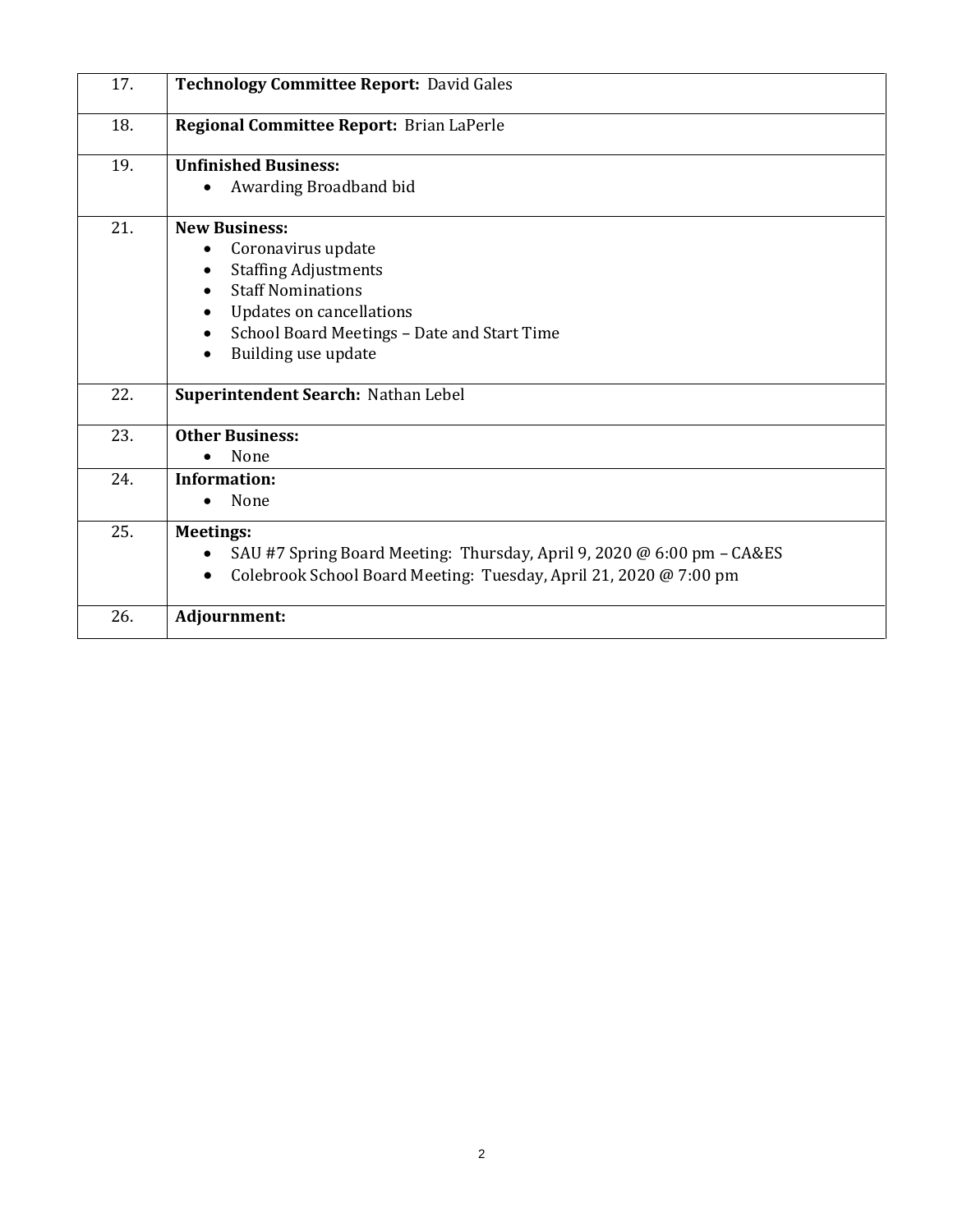| | |
|---|---|
| 17. | **Technology Committee Report:** David Gales |
| 18. | **Regional Committee Report:** Brian LaPerle |
| 19. | **Unfinished Business:**<br>• Awarding Broadband bid |
| 21. | **New Business:**<br>• Coronavirus update<br>• Staffing Adjustments<br>• Staff Nominations<br>• Updates on cancellations<br>• School Board Meetings – Date and Start Time<br>• Building use update |
| 22. | **Superintendent Search:** Nathan Lebel |
| 23. | **Other Business:**<br>• None |
| 24. | **Information:**<br>• None |
| 25. | **Meetings:**<br>• SAU #7 Spring Board Meeting: Thursday, April 9, 2020 @ 6:00 pm – CA&ES<br>• Colebrook School Board Meeting: Tuesday, April 21, 2020 @ 7:00 pm |
| 26. | **Adjournment:** |